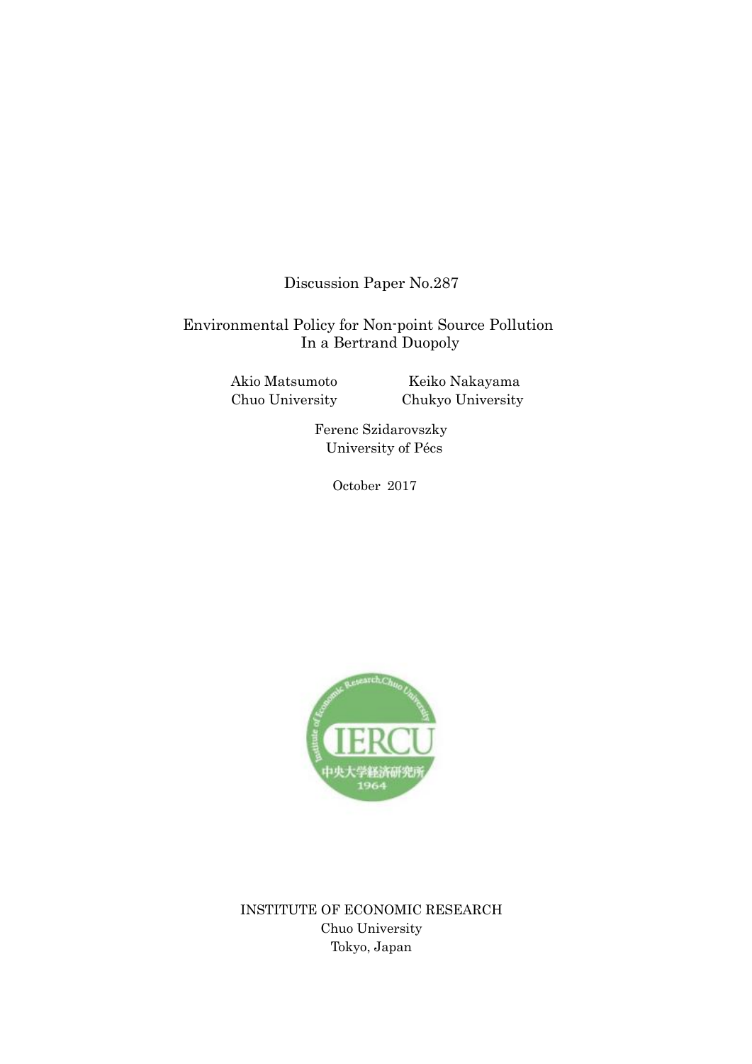Discussion Paper No.287

# Environmental Policy for Non-point Source Pollution In a Bertrand Duopoly

Akio Matsumoto
Chuo University

Keiko Nakayama
Chukyo University

Ferenc Szidarovszky
University of Pécs

October 2017

INSTITUTE OF ECONOMIC RESEARCH
Chuo University
Tokyo, Japan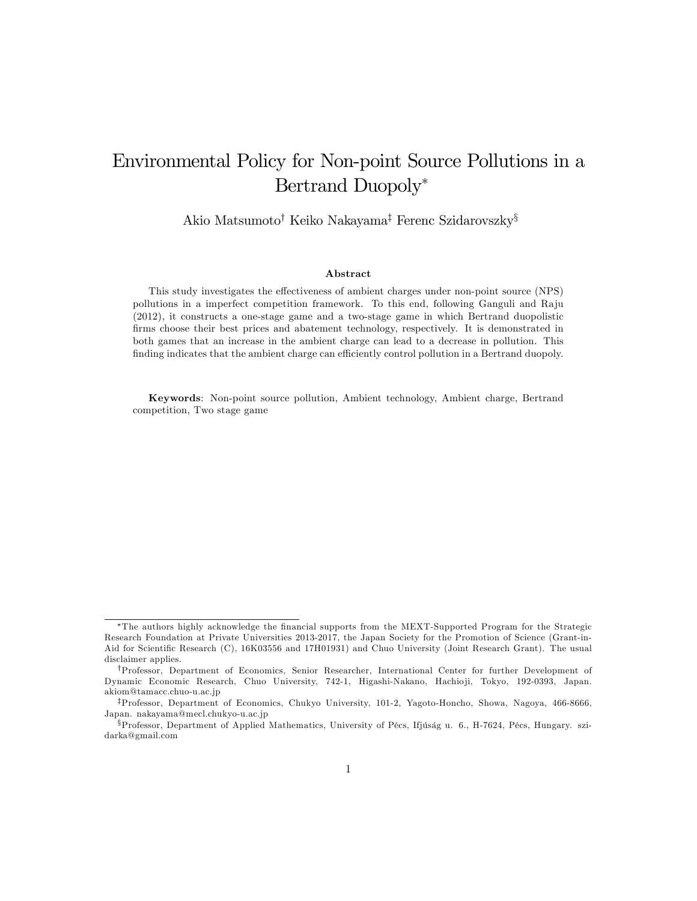# Environmental Policy for Non-point Source Pollutions in a Bertrand Duopoly*

Akio Matsumoto[†] Keiko Nakayama[‡] Ferenc Szidarovszky[§]

**Abstract**

This study investigates the effectiveness of ambient charges under non-point source (NPS) pollutions in a imperfect competition framework. To this end, following Ganguli and Raju (2012), it constructs a one-stage game and a two-stage game in which Bertrand duopolistic firms choose their best prices and abatement technology, respectively. It is demonstrated in both games that an increase in the ambient charge can lead to a decrease in pollution. This finding indicates that the ambient charge can efficiently control pollution in a Bertrand duopoly.

**Keywords**: Non-point source pollution, Ambient technology, Ambient charge, Bertrand competition, Two stage game

---

*The authors highly acknowledge the financial supports from the MEXT-Supported Program for the Strategic Research Foundation at Private Universities 2013-2017, the Japan Society for the Promotion of Science (Grant-in-Aid for Scientific Research (C), 16K03556 and 17H01931) and Chuo University (Joint Research Grant). The usual disclaimer applies.

[†]Professor, Department of Economics, Senior Researcher, International Center for further Development of Dynamic Economic Research, Chuo University, 742-1, Higashi-Nakano, Hachioji, Tokyo, 192-0393, Japan. akiom@tamacc.chuo-u.ac.jp

[‡]Professor, Department of Economics, Chukyo University, 101-2, Yagoto-Honcho, Showa, Nagoya, 466-8666, Japan. nakayama@mecl.chukyo-u.ac.jp

[§]Professor, Department of Applied Mathematics, University of Pécs, Ifjúság u. 6., H-7624, Pécs, Hungary. szidarka@gmail.com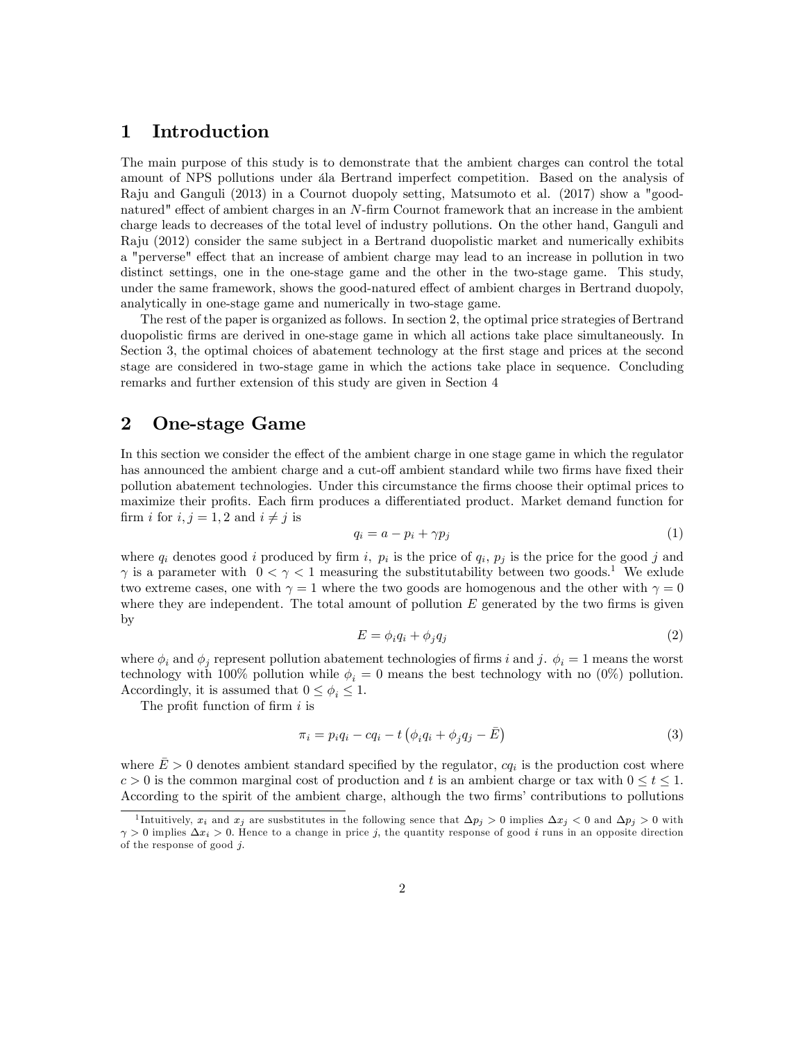# 1 Introduction

The main purpose of this study is to demonstrate that the ambient charges can control the total amount of NPS pollutions under ála Bertrand imperfect competition. Based on the analysis of Raju and Ganguli (2013) in a Cournot duopoly setting, Matsumoto et al. (2017) show a "good-natured" effect of ambient charges in an $N$-firm Cournot framework that an increase in the ambient charge leads to decreases of the total level of industry pollutions. On the other hand, Ganguli and Raju (2012) consider the same subject in a Bertrand duopolistic market and numerically exhibits a "perverse" effect that an increase of ambient charge may lead to an increase in pollution in two distinct settings, one in the one-stage game and the other in the two-stage game. This study, under the same framework, shows the good-natured effect of ambient charges in Bertrand duopoly, analytically in one-stage game and numerically in two-stage game.

The rest of the paper is organized as follows. In section 2, the optimal price strategies of Bertrand duopolistic firms are derived in one-stage game in which all actions take place simultaneously. In Section 3, the optimal choices of abatement technology at the first stage and prices at the second stage are considered in two-stage game in which the actions take place in sequence. Concluding remarks and further extension of this study are given in Section 4

# 2 One-stage Game

In this section we consider the effect of the ambient charge in one stage game in which the regulator has announced the ambient charge and a cut-off ambient standard while two firms have fixed their pollution abatement technologies. Under this circumstance the firms choose their optimal prices to maximize their profits. Each firm produces a differentiated product. Market demand function for firm $i$ for $i, j = 1, 2$ and $i \neq j$ is

$$q_i = a - p_i + \gamma p_j \tag{1}$$

where $q_i$ denotes good $i$ produced by firm $i$, $p_i$ is the price of $q_i$, $p_j$ is the price for the good $j$ and $\gamma$ is a parameter with $0 < \gamma < 1$ measuring the substitutability between two goods.[1] We exlude two extreme cases, one with $\gamma = 1$ where the two goods are homogenous and the other with $\gamma = 0$ where they are independent. The total amount of pollution $E$ generated by the two firms is given by

$$E = \phi_i q_i + \phi_j q_j \tag{2}$$

where $\phi_i$ and $\phi_j$ represent pollution abatement technologies of firms $i$ and $j$. $\phi_i = 1$ means the worst technology with 100% pollution while $\phi_i = 0$ means the best technology with no (0%) pollution. Accordingly, it is assumed that $0 \leq \phi_i \leq 1$.

The profit function of firm $i$ is

$$\pi_i = p_i q_i - c q_i - t\left(\phi_i q_i + \phi_j q_j - \bar{E}\right) \tag{3}$$

where $\bar{E} > 0$ denotes ambient standard specified by the regulator, $cq_i$ is the production cost where $c > 0$ is the common marginal cost of production and $t$ is an ambient charge or tax with $0 \leq t \leq 1$. According to the spirit of the ambient charge, although the two firms' contributions to pollutions

[1] Intuitively, $x_i$ and $x_j$ are susbstitutes in the following sence that $\Delta p_j > 0$ implies $\Delta x_j < 0$ and $\Delta p_j > 0$ with $\gamma > 0$ implies $\Delta x_i > 0$. Hence to a change in price $j$, the quantity response of good $i$ runs in an opposite direction of the response of good $j$.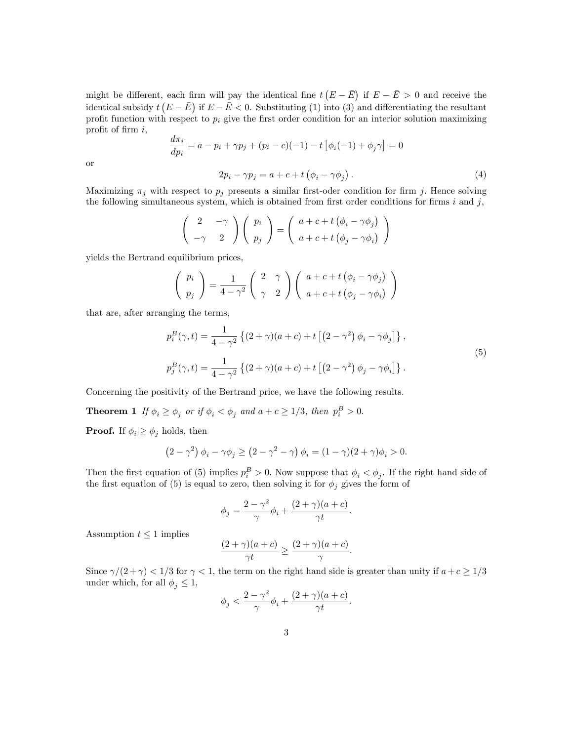might be different, each firm will pay the identical fine $t\left(E-\bar{E}\right)$ if $E-\bar{E}>0$ and receive the identical subsidy $t\left(E-\bar{E}\right)$ if $E-\bar{E}<0$. Substituting (1) into (3) and differentiating the resultant profit function with respect to $p_i$ give the first order condition for an interior solution maximizing profit of firm $i$,

$$\frac{d\pi_i}{dp_i} = a - p_i + \gamma p_j + (p_i - c)(-1) - t\left[\phi_i(-1) + \phi_j\gamma\right] = 0$$

or

$$2p_i - \gamma p_j = a + c + t\left(\phi_i - \gamma\phi_j\right). \tag{4}$$

Maximizing $\pi_j$ with respect to $p_j$ presents a similar first-oder condition for firm $j$. Hence solving the following simultaneous system, which is obtained from first order conditions for firms $i$ and $j$,

$$\begin{pmatrix} 2 & -\gamma \\ -\gamma & 2 \end{pmatrix}\begin{pmatrix} p_i \\ p_j \end{pmatrix} = \begin{pmatrix} a + c + t\left(\phi_i - \gamma\phi_j\right) \\ a + c + t\left(\phi_j - \gamma\phi_i\right) \end{pmatrix}$$

yields the Bertrand equilibrium prices,

$$\begin{pmatrix} p_i \\ p_j \end{pmatrix} = \frac{1}{4-\gamma^2}\begin{pmatrix} 2 & \gamma \\ \gamma & 2 \end{pmatrix}\begin{pmatrix} a + c + t\left(\phi_i - \gamma\phi_j\right) \\ a + c + t\left(\phi_j - \gamma\phi_i\right) \end{pmatrix}$$

that are, after arranging the terms,

$$\begin{aligned} p_i^B(\gamma, t) &= \frac{1}{4-\gamma^2}\left\{(2+\gamma)(a+c) + t\left[\left(2-\gamma^2\right)\phi_i - \gamma\phi_j\right]\right\}, \\ p_j^B(\gamma, t) &= \frac{1}{4-\gamma^2}\left\{(2+\gamma)(a+c) + t\left[\left(2-\gamma^2\right)\phi_j - \gamma\phi_i\right]\right\}. \end{aligned} \tag{5}$$

Concerning the positivity of the Bertrand price, we have the following results.

**Theorem 1** *If $\phi_i \geq \phi_j$ or if $\phi_i < \phi_j$ and $a + c \geq 1/3$, then $p_i^B > 0$.*

**Proof.** If $\phi_i \geq \phi_j$ holds, then

$$\left(2-\gamma^2\right)\phi_i - \gamma\phi_j \geq \left(2-\gamma^2-\gamma\right)\phi_i = (1-\gamma)(2+\gamma)\phi_i > 0.$$

Then the first equation of (5) implies $p_i^B > 0$. Now suppose that $\phi_i < \phi_j$. If the right hand side of the first equation of (5) is equal to zero, then solving it for $\phi_j$ gives the form of

$$\phi_j = \frac{2-\gamma^2}{\gamma}\phi_i + \frac{(2+\gamma)(a+c)}{\gamma t}.$$

Assumption $t \leq 1$ implies

$$\frac{(2+\gamma)(a+c)}{\gamma t} \geq \frac{(2+\gamma)(a+c)}{\gamma}.$$

Since $\gamma/(2+\gamma) < 1/3$ for $\gamma < 1$, the term on the right hand side is greater than unity if $a + c \geq 1/3$ under which, for all $\phi_j \leq 1$,

$$\phi_j < \frac{2-\gamma^2}{\gamma}\phi_i + \frac{(2+\gamma)(a+c)}{\gamma t}.$$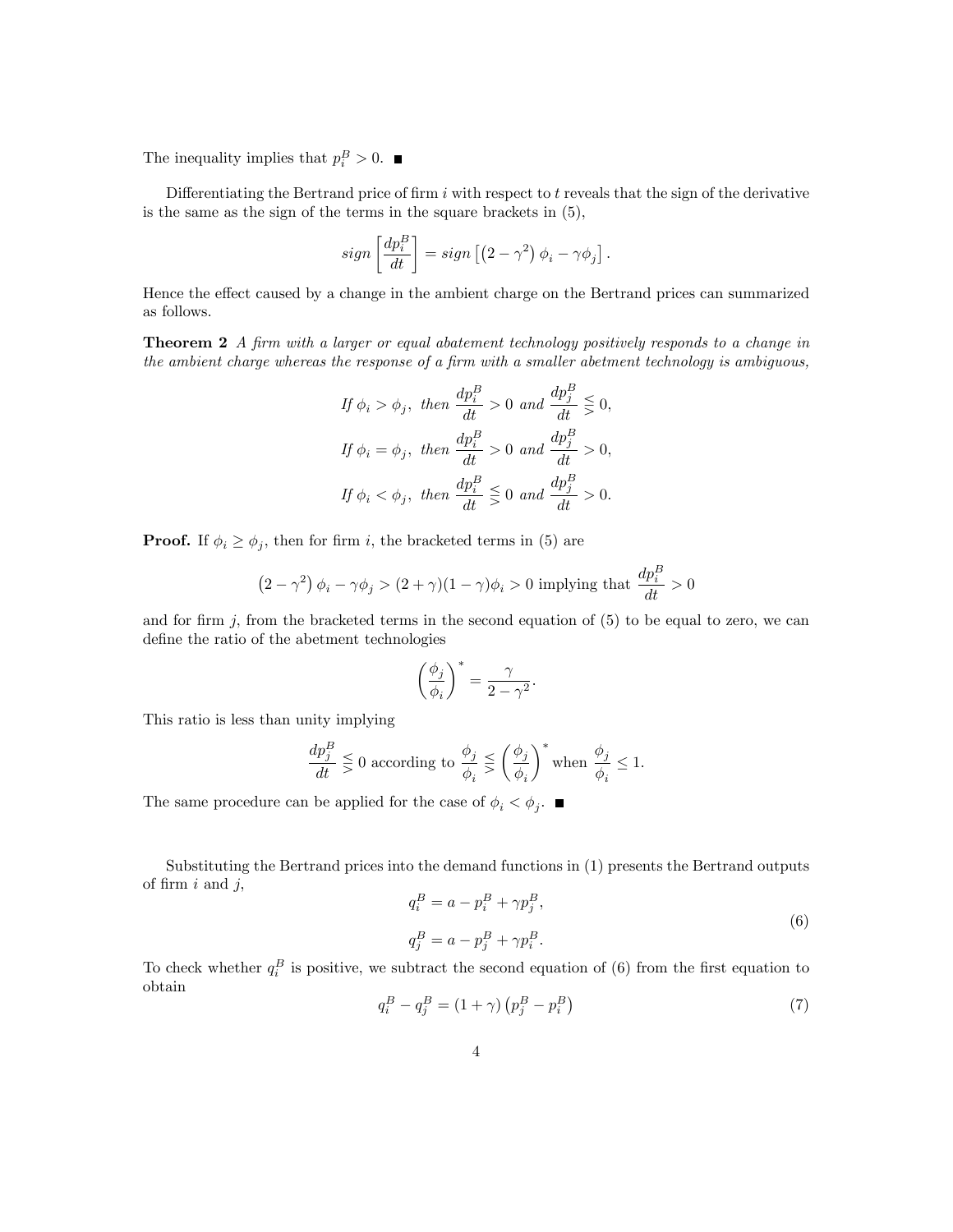The inequality implies that $p_i^B > 0$. ■

Differentiating the Bertrand price of firm $i$ with respect to $t$ reveals that the sign of the derivative is the same as the sign of the terms in the square brackets in (5),

$$sign\left[\frac{dp_i^B}{dt}\right] = sign\left[\left(2-\gamma^2\right)\phi_i - \gamma\phi_j\right].$$

Hence the effect caused by a change in the ambient charge on the Bertrand prices can summarized as follows.

**Theorem 2** *A firm with a larger or equal abatement technology positively responds to a change in the ambient charge whereas the response of a firm with a smaller abetment technology is ambiguous,*

$$\begin{aligned}
&\text{If } \phi_i > \phi_j, \text{ then } \frac{dp_i^B}{dt} > 0 \text{ and } \frac{dp_j^B}{dt} \lesseqgtr 0, \\
&\text{If } \phi_i = \phi_j, \text{ then } \frac{dp_i^B}{dt} > 0 \text{ and } \frac{dp_j^B}{dt} > 0, \\
&\text{If } \phi_i < \phi_j, \text{ then } \frac{dp_i^B}{dt} \lesseqgtr 0 \text{ and } \frac{dp_j^B}{dt} > 0.
\end{aligned}$$

**Proof.** If $\phi_i \geq \phi_j$, then for firm $i$, the bracketed terms in (5) are

$$\left(2-\gamma^2\right)\phi_i - \gamma\phi_j > (2+\gamma)(1-\gamma)\phi_i > 0 \text{ implying that } \frac{dp_i^B}{dt} > 0$$

and for firm $j$, from the bracketed terms in the second equation of (5) to be equal to zero, we can define the ratio of the abetment technologies

$$\left(\frac{\phi_j}{\phi_i}\right)^* = \frac{\gamma}{2-\gamma^2}.$$

This ratio is less than unity implying

$$\frac{dp_j^B}{dt} \lesseqgtr 0 \text{ according to } \frac{\phi_j}{\phi_i} \lesseqgtr \left(\frac{\phi_j}{\phi_i}\right)^* \text{ when } \frac{\phi_j}{\phi_i} \leq 1.$$

The same procedure can be applied for the case of $\phi_i < \phi_j$. ■

Substituting the Bertrand prices into the demand functions in (1) presents the Bertrand outputs of firm $i$ and $j$,

$$\begin{aligned}
q_i^B &= a - p_i^B + \gamma p_j^B, \\
q_j^B &= a - p_j^B + \gamma p_i^B.
\end{aligned} \tag{6}$$

To check whether $q_i^B$ is positive, we subtract the second equation of (6) from the first equation to obtain

$$q_i^B - q_j^B = (1+\gamma)\left(p_j^B - p_i^B\right) \tag{7}$$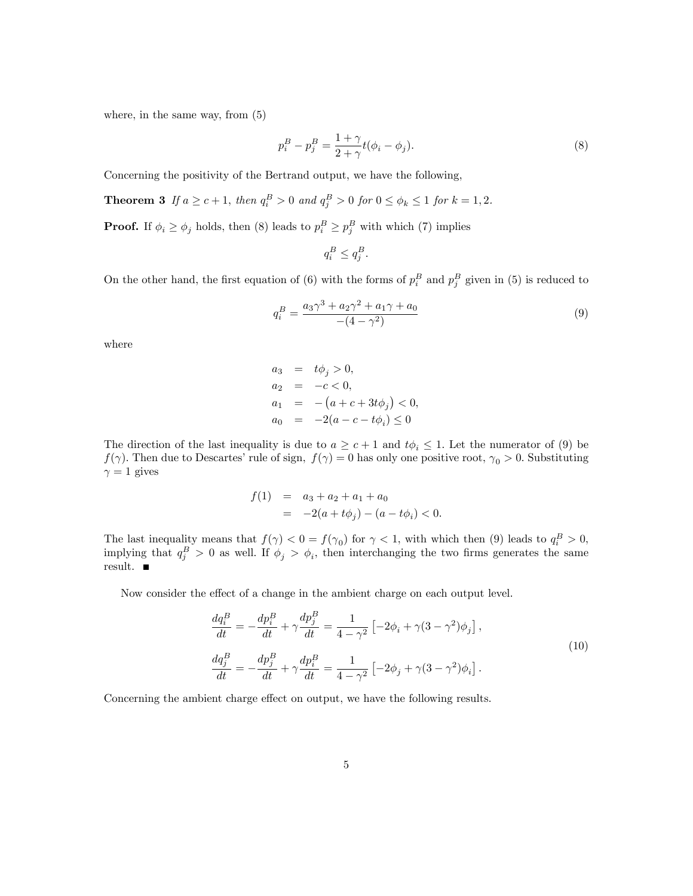where, in the same way, from (5)

$$p_i^B - p_j^B = \frac{1+\gamma}{2+\gamma} t(\phi_i - \phi_j). \tag{8}$$

Concerning the positivity of the Bertrand output, we have the following,

**Theorem 3** *If $a \geq c+1$, then $q_i^B > 0$ and $q_j^B > 0$ for $0 \leq \phi_k \leq 1$ for $k = 1, 2$.*

**Proof.** If $\phi_i \geq \phi_j$ holds, then (8) leads to $p_i^B \geq p_j^B$ with which (7) implies

$$q_i^B \leq q_j^B.$$

On the other hand, the first equation of (6) with the forms of $p_i^B$ and $p_j^B$ given in (5) is reduced to

$$q_i^B = \frac{a_3\gamma^3 + a_2\gamma^2 + a_1\gamma + a_0}{-(4-\gamma^2)} \tag{9}$$

where

$$\begin{aligned}
a_3 &= t\phi_j > 0, \\
a_2 &= -c < 0, \\
a_1 &= -\left(a + c + 3t\phi_j\right) < 0, \\
a_0 &= -2(a - c - t\phi_i) \leq 0
\end{aligned}$$

The direction of the last inequality is due to $a \geq c+1$ and $t\phi_i \leq 1$. Let the numerator of (9) be $f(\gamma)$. Then due to Descartes' rule of sign, $f(\gamma) = 0$ has only one positive root, $\gamma_0 > 0$. Substituting $\gamma = 1$ gives

$$\begin{aligned}
f(1) &= a_3 + a_2 + a_1 + a_0 \\
&= -2(a + t\phi_j) - (a - t\phi_i) < 0.
\end{aligned}$$

The last inequality means that $f(\gamma) < 0 = f(\gamma_0)$ for $\gamma < 1$, with which then (9) leads to $q_i^B > 0$, implying that $q_j^B > 0$ as well. If $\phi_j > \phi_i$, then interchanging the two firms generates the same result. ■

Now consider the effect of a change in the ambient charge on each output level.

$$\begin{aligned}
\frac{dq_i^B}{dt} &= -\frac{dp_i^B}{dt} + \gamma\frac{dp_j^B}{dt} = \frac{1}{4-\gamma^2}\left[-2\phi_i + \gamma(3-\gamma^2)\phi_j\right], \\
\frac{dq_j^B}{dt} &= -\frac{dp_j^B}{dt} + \gamma\frac{dp_i^B}{dt} = \frac{1}{4-\gamma^2}\left[-2\phi_j + \gamma(3-\gamma^2)\phi_i\right].
\end{aligned} \tag{10}$$

Concerning the ambient charge effect on output, we have the following results.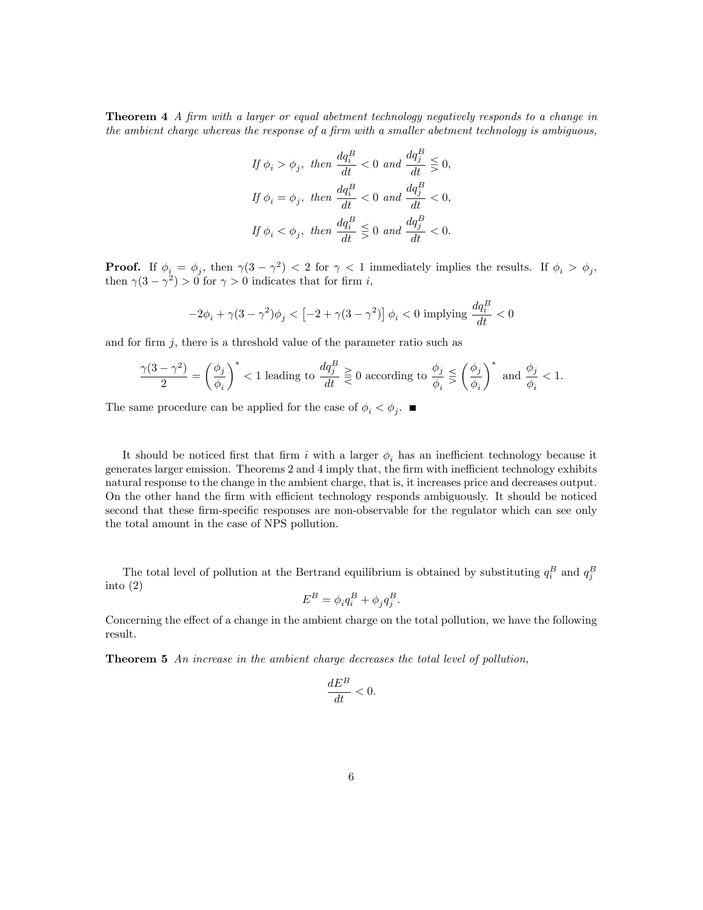**Theorem 4** *A firm with a larger or equal abetment technology negatively responds to a change in the ambient charge whereas the response of a firm with a smaller abetment technology is ambiguous,*

$$\text{If } \phi_i > \phi_j, \text{ then } \frac{dq_i^B}{dt} < 0 \text{ and } \frac{dq_j^B}{dt} \lesseqgtr 0,$$

$$\text{If } \phi_i = \phi_j, \text{ then } \frac{dq_i^B}{dt} < 0 \text{ and } \frac{dq_j^B}{dt} < 0,$$

$$\text{If } \phi_i < \phi_j, \text{ then } \frac{dq_i^B}{dt} \lesseqgtr 0 \text{ and } \frac{dq_j^B}{dt} < 0.$$

**Proof.** If $\phi_i = \phi_j$, then $\gamma(3-\gamma^2) < 2$ for $\gamma < 1$ immediately implies the results. If $\phi_i > \phi_j$, then $\gamma(3-\gamma^2) > 0$ for $\gamma > 0$ indicates that for firm $i$,

$$-2\phi_i + \gamma(3-\gamma^2)\phi_j < \left[-2 + \gamma(3-\gamma^2)\right]\phi_i < 0 \text{ implying } \frac{dq_i^B}{dt} < 0$$

and for firm $j$, there is a threshold value of the parameter ratio such as

$$\frac{\gamma(3-\gamma^2)}{2} = \left(\frac{\phi_j}{\phi_i}\right)^* < 1 \text{ leading to } \frac{dq_j^B}{dt} \gtreqless 0 \text{ according to } \frac{\phi_j}{\phi_i} \lesseqgtr \left(\frac{\phi_j}{\phi_i}\right)^* \text{ and } \frac{\phi_j}{\phi_i} < 1.$$

The same procedure can be applied for the case of $\phi_i < \phi_j$. ■

It should be noticed first that firm $i$ with a larger $\phi_i$ has an inefficient technology because it generates larger emission. Theorems 2 and 4 imply that, the firm with inefficient technology exhibits natural response to the change in the ambient charge, that is, it increases price and decreases output. On the other hand the firm with efficient technology responds ambiguously. It should be noticed second that these firm-specific responses are non-observable for the regulator which can see only the total amount in the case of NPS pollution.

The total level of pollution at the Bertrand equilibrium is obtained by substituting $q_i^B$ and $q_j^B$ into (2)

$$E^B = \phi_i q_i^B + \phi_j q_j^B.$$

Concerning the effect of a change in the ambient charge on the total pollution, we have the following result.

**Theorem 5** *An increase in the ambient charge decreases the total level of pollution,*

$$\frac{dE^B}{dt} < 0.$$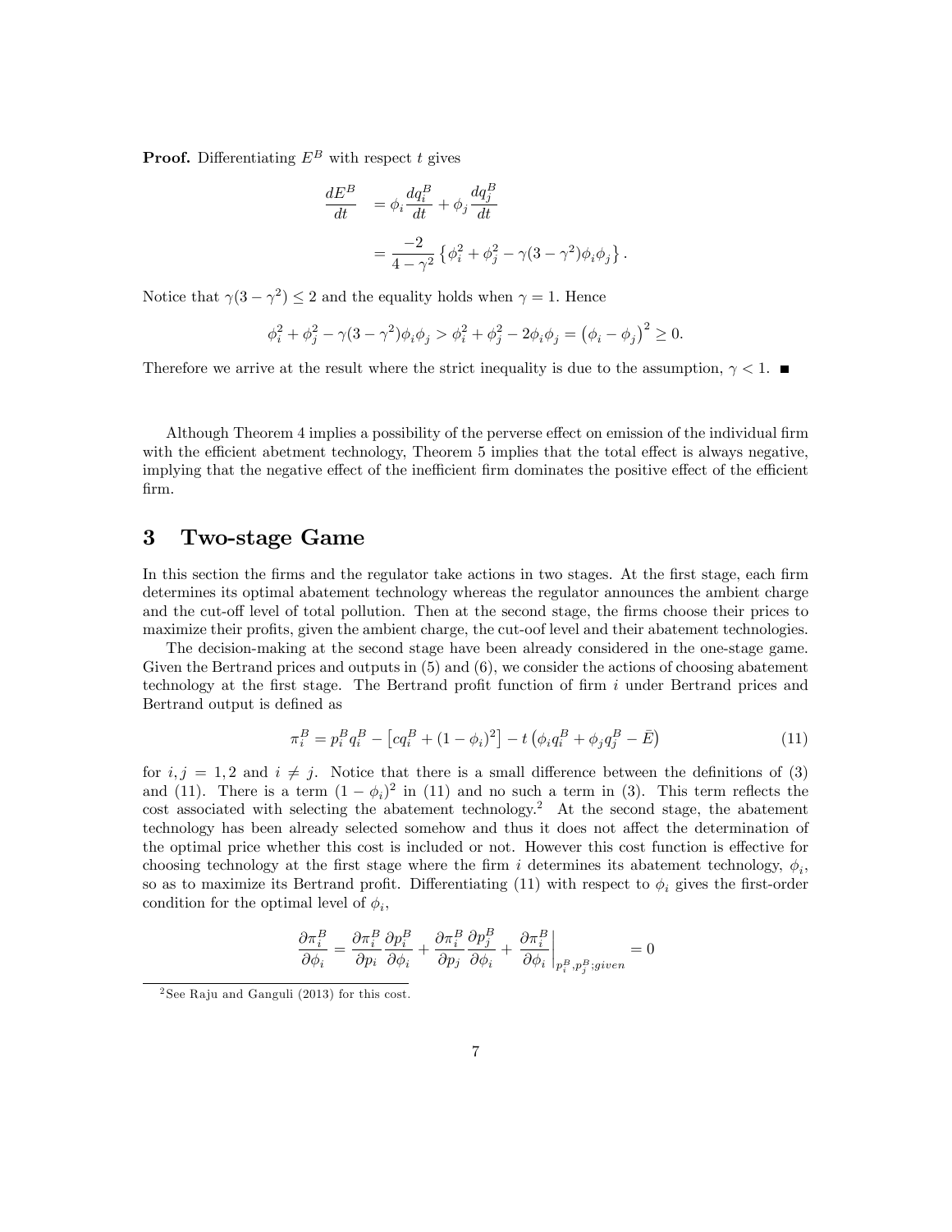**Proof.** Differentiating $E^B$ with respect $t$ gives

$$\begin{aligned}\frac{dE^B}{dt} &= \phi_i \frac{dq_i^B}{dt} + \phi_j \frac{dq_j^B}{dt} \\ &= \frac{-2}{4-\gamma^2}\left\{\phi_i^2 + \phi_j^2 - \gamma(3-\gamma^2)\phi_i\phi_j\right\}.\end{aligned}$$

Notice that $\gamma(3-\gamma^2) \leq 2$ and the equality holds when $\gamma = 1$. Hence

$$\phi_i^2 + \phi_j^2 - \gamma(3-\gamma^2)\phi_i\phi_j > \phi_i^2 + \phi_j^2 - 2\phi_i\phi_j = \left(\phi_i - \phi_j\right)^2 \geq 0.$$

Therefore we arrive at the result where the strict inequality is due to the assumption, $\gamma < 1$. ■

Although Theorem 4 implies a possibility of the perverse effect on emission of the individual firm with the efficient abetment technology, Theorem 5 implies that the total effect is always negative, implying that the negative effect of the inefficient firm dominates the positive effect of the efficient firm.

# 3 Two-stage Game

In this section the firms and the regulator take actions in two stages. At the first stage, each firm determines its optimal abatement technology whereas the regulator announces the ambient charge and the cut-off level of total pollution. Then at the second stage, the firms choose their prices to maximize their profits, given the ambient charge, the cut-oof level and their abatement technologies.

The decision-making at the second stage have been already considered in the one-stage game. Given the Bertrand prices and outputs in (5) and (6), we consider the actions of choosing abatement technology at the first stage. The Bertrand profit function of firm $i$ under Bertrand prices and Bertrand output is defined as

$$\pi_i^B = p_i^B q_i^B - \left[c q_i^B + (1-\phi_i)^2\right] - t\left(\phi_i q_i^B + \phi_j q_j^B - \bar{E}\right) \tag{11}$$

for $i, j = 1, 2$ and $i \neq j$. Notice that there is a small difference between the definitions of (3) and (11). There is a term $(1-\phi_i)^2$ in (11) and no such a term in (3). This term reflects the cost associated with selecting the abatement technology.[2] At the second stage, the abatement technology has been already selected somehow and thus it does not affect the determination of the optimal price whether this cost is included or not. However this cost function is effective for choosing technology at the first stage where the firm $i$ determines its abatement technology, $\phi_i$, so as to maximize its Bertrand profit. Differentiating (11) with respect to $\phi_i$ gives the first-order condition for the optimal level of $\phi_i$,

$$\frac{\partial \pi_i^B}{\partial \phi_i} = \frac{\partial \pi_i^B}{\partial p_i}\frac{\partial p_i^B}{\partial \phi_i} + \frac{\partial \pi_i^B}{\partial p_j}\frac{\partial p_j^B}{\partial \phi_i} + \left.\frac{\partial \pi_i^B}{\partial \phi_i}\right|_{p_i^B, p_j^B; given} = 0$$

[2] See Raju and Ganguli (2013) for this cost.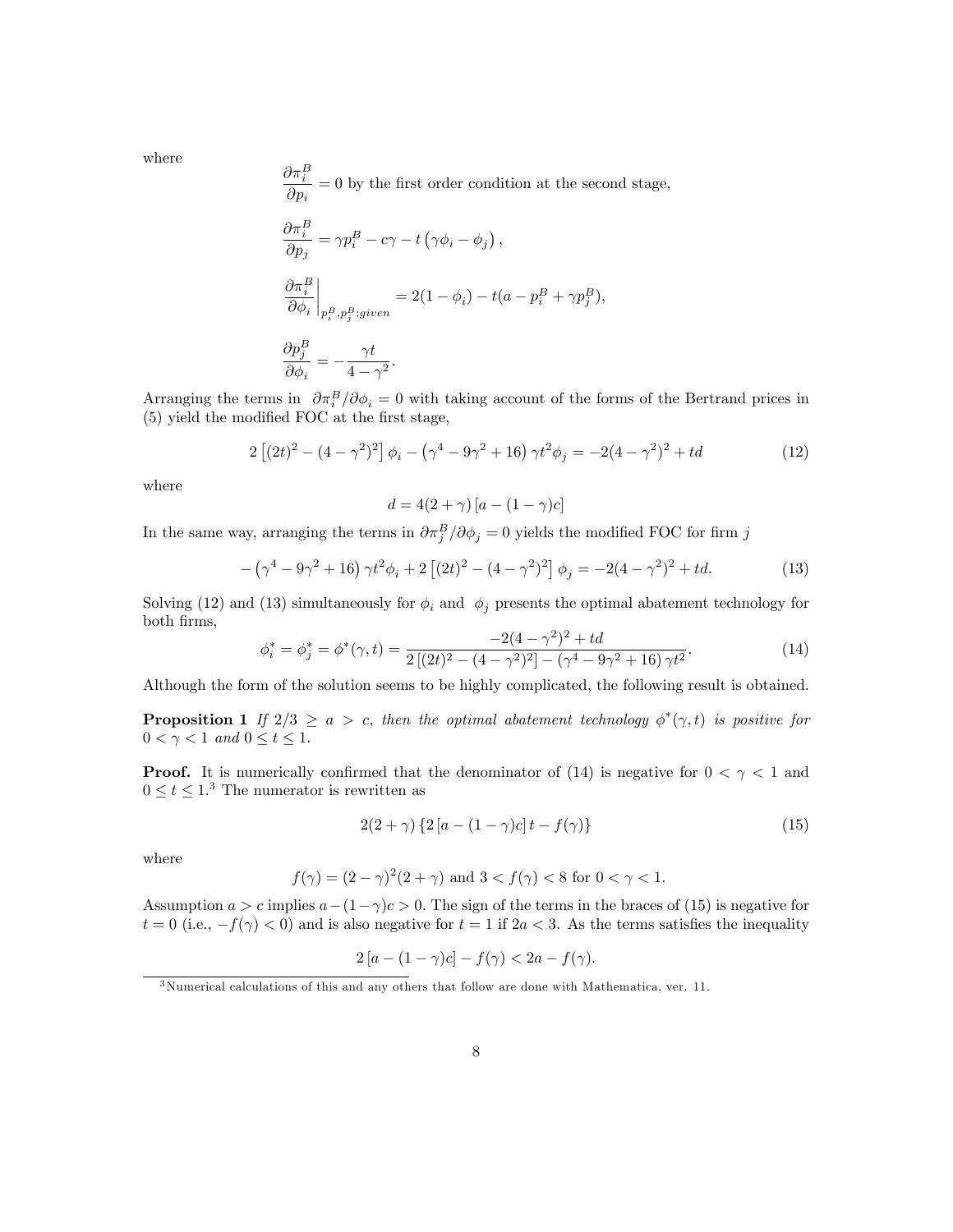where

$$\frac{\partial \pi_i^B}{\partial p_i} = 0 \text{ by the first order condition at the second stage,}$$

$$\frac{\partial \pi_i^B}{\partial p_j} = \gamma p_i^B - c\gamma - t\left(\gamma \phi_i - \phi_j\right),$$

$$\left.\frac{\partial \pi_i^B}{\partial \phi_i}\right|_{p_i^B, p_j^B; given} = 2(1-\phi_i) - t(a - p_i^B + \gamma p_j^B),$$

$$\frac{\partial p_j^B}{\partial \phi_i} = -\frac{\gamma t}{4-\gamma^2}.$$

Arranging the terms in $\partial \pi_i^B / \partial \phi_i = 0$ with taking account of the forms of the Bertrand prices in (5) yield the modified FOC at the first stage,

$$2\left[(2t)^2 - (4-\gamma^2)^2\right]\phi_i - \left(\gamma^4 - 9\gamma^2 + 16\right)\gamma t^2 \phi_j = -2(4-\gamma^2)^2 + td \tag{12}$$

where

$$d = 4(2+\gamma)\left[a - (1-\gamma)c\right]$$

In the same way, arranging the terms in $\partial \pi_j^B / \partial \phi_j = 0$ yields the modified FOC for firm $j$

$$-\left(\gamma^4 - 9\gamma^2 + 16\right)\gamma t^2 \phi_i + 2\left[(2t)^2 - (4-\gamma^2)^2\right]\phi_j = -2(4-\gamma^2)^2 + td. \tag{13}$$

Solving (12) and (13) simultaneously for $\phi_i$ and $\phi_j$ presents the optimal abatement technology for both firms,

$$\phi_i^* = \phi_j^* = \phi^*(\gamma, t) = \frac{-2(4-\gamma^2)^2 + td}{2\left[(2t)^2 - (4-\gamma^2)^2\right] - \left(\gamma^4 - 9\gamma^2 + 16\right)\gamma t^2}. \tag{14}$$

Although the form of the solution seems to be highly complicated, the following result is obtained.

**Proposition 1** *If $2/3 \geq a > c$, then the optimal abatement technology $\phi^*(\gamma, t)$ is positive for $0 < \gamma < 1$ and $0 \leq t \leq 1$.*

**Proof.** It is numerically confirmed that the denominator of (14) is negative for $0 < \gamma < 1$ and $0 \leq t \leq 1$.[3] The numerator is rewritten as

$$2(2+\gamma)\left\{2\left[a - (1-\gamma)c\right]t - f(\gamma)\right\} \tag{15}$$

where

$$f(\gamma) = (2-\gamma)^2(2+\gamma) \text{ and } 3 < f(\gamma) < 8 \text{ for } 0 < \gamma < 1.$$

Assumption $a > c$ implies $a - (1-\gamma)c > 0$. The sign of the terms in the braces of (15) is negative for $t = 0$ (i.e., $-f(\gamma) < 0$) and is also negative for $t = 1$ if $2a < 3$. As the terms satisfies the inequality

$$2\left[a - (1-\gamma)c\right] - f(\gamma) < 2a - f(\gamma).$$

---

[3] Numerical calculations of this and any others that follow are done with Mathematica, ver. 11.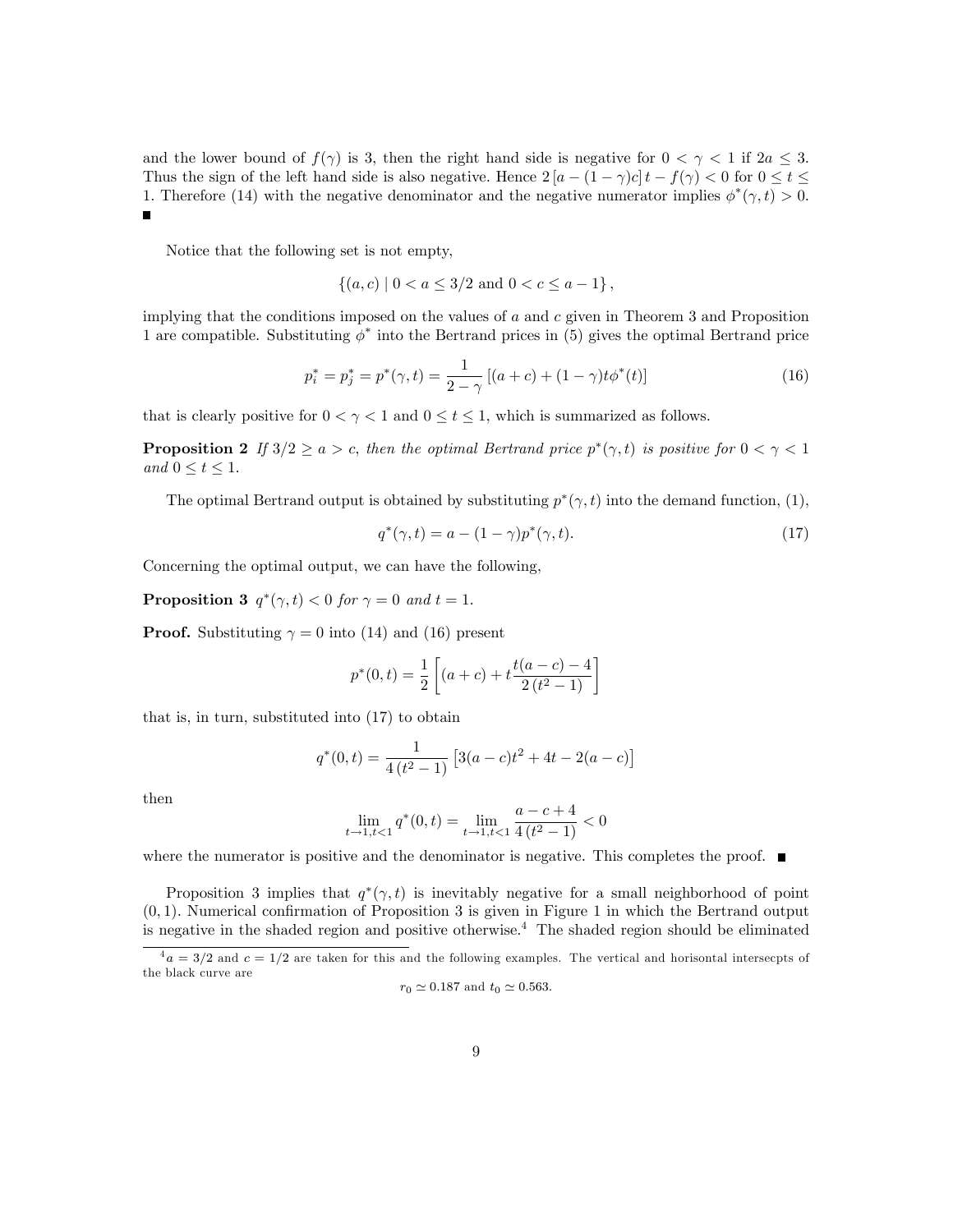and the lower bound of $f(\gamma)$ is 3, then the right hand side is negative for $0 < \gamma < 1$ if $2a \leq 3$. Thus the sign of the left hand side is also negative. Hence $2[a - (1-\gamma)c]t - f(\gamma) < 0$ for $0 \leq t \leq 1$. Therefore (14) with the negative denominator and the negative numerator implies $\phi^*(\gamma, t) > 0$. ■

Notice that the following set is not empty,

$$\{(a, c) \mid 0 < a \leq 3/2 \text{ and } 0 < c \leq a - 1\},$$

implying that the conditions imposed on the values of $a$ and $c$ given in Theorem 3 and Proposition 1 are compatible. Substituting $\phi^*$ into the Bertrand prices in (5) gives the optimal Bertrand price

$$p_i^* = p_j^* = p^*(\gamma, t) = \frac{1}{2-\gamma}\left[(a+c) + (1-\gamma)t\phi^*(t)\right] \tag{16}$$

that is clearly positive for $0 < \gamma < 1$ and $0 \leq t \leq 1$, which is summarized as follows.

**Proposition 2** *If $3/2 \geq a > c$, then the optimal Bertrand price $p^*(\gamma, t)$ is positive for $0 < \gamma < 1$ and $0 \leq t \leq 1$.*

The optimal Bertrand output is obtained by substituting $p^*(\gamma, t)$ into the demand function, (1),

$$q^*(\gamma, t) = a - (1-\gamma)p^*(\gamma, t). \tag{17}$$

Concerning the optimal output, we can have the following,

**Proposition 3** *$q^*(\gamma, t) < 0$ for $\gamma = 0$ and $t = 1$.*

**Proof.** Substituting $\gamma = 0$ into (14) and (16) present

$$p^*(0, t) = \frac{1}{2}\left[(a+c) + t\frac{t(a-c) - 4}{2(t^2-1)}\right]$$

that is, in turn, substituted into (17) to obtain

$$q^*(0, t) = \frac{1}{4(t^2-1)}\left[3(a-c)t^2 + 4t - 2(a-c)\right]$$

then

$$\lim_{t \to 1, t<1} q^*(0, t) = \lim_{t \to 1, t<1} \frac{a - c + 4}{4(t^2-1)} < 0$$

where the numerator is positive and the denominator is negative. This completes the proof. ■

Proposition 3 implies that $q^*(\gamma, t)$ is inevitably negative for a small neighborhood of point $(0, 1)$. Numerical confirmation of Proposition 3 is given in Figure 1 in which the Bertrand output is negative in the shaded region and positive otherwise.[4] The shaded region should be eliminated

[4] $a = 3/2$ and $c = 1/2$ are taken for this and the following examples. The vertical and horisontal intersecpts of the black curve are

$$r_0 \simeq 0.187 \text{ and } t_0 \simeq 0.563.$$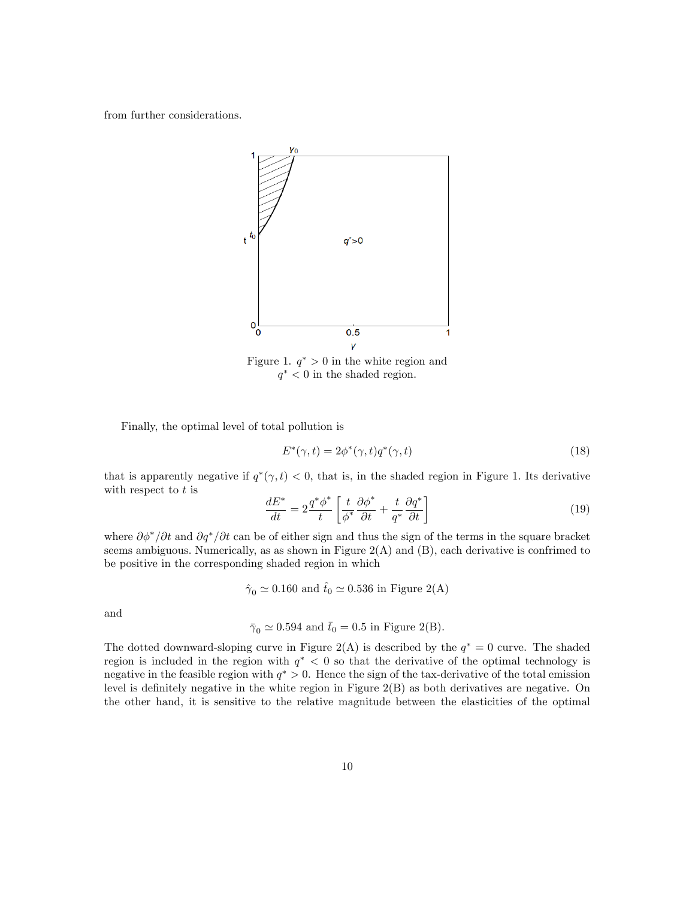from further considerations.

Figure 1. $q^* > 0$ in the white region and $q^* < 0$ in the shaded region.

Finally, the optimal level of total pollution is

$$E^*(\gamma, t) = 2\phi^*(\gamma, t)q^*(\gamma, t) \tag{18}$$

that is apparently negative if $q^*(\gamma, t) < 0$, that is, in the shaded region in Figure 1. Its derivative with respect to $t$ is

$$\frac{dE^*}{dt} = 2\frac{q^*\phi^*}{t}\left[\frac{t}{\phi^*}\frac{\partial \phi^*}{\partial t} + \frac{t}{q^*}\frac{\partial q^*}{\partial t}\right] \tag{19}$$

where $\partial \phi^*/\partial t$ and $\partial q^*/\partial t$ can be of either sign and thus the sign of the terms in the square bracket seems ambiguous. Numerically, as as shown in Figure 2(A) and (B), each derivative is confrimed to be positive in the corresponding shaded region in which

$$\hat{\gamma}_0 \simeq 0.160 \text{ and } \hat{t}_0 \simeq 0.536 \text{ in Figure 2(A)}$$

and

$$\bar{\gamma}_0 \simeq 0.594 \text{ and } \bar{t}_0 = 0.5 \text{ in Figure 2(B)}.$$

The dotted downward-sloping curve in Figure 2(A) is described by the $q^* = 0$ curve. The shaded region is included in the region with $q^* < 0$ so that the derivative of the optimal technology is negative in the feasible region with $q^* > 0$. Hence the sign of the tax-derivative of the total emission level is definitely negative in the white region in Figure 2(B) as both derivatives are negative. On the other hand, it is sensitive to the relative magnitude between the elasticities of the optimal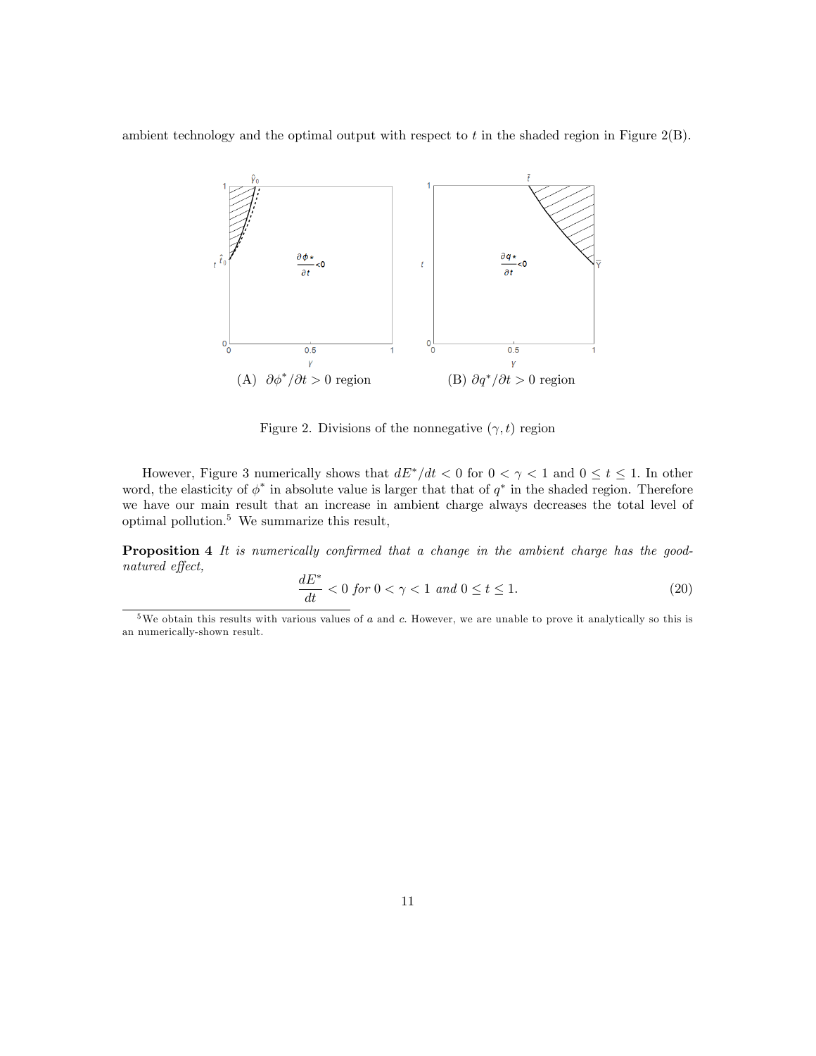ambient technology and the optimal output with respect to $t$ in the shaded region in Figure 2(B).

(A) $\partial\phi^*/\partial t > 0$ region (B) $\partial q^*/\partial t > 0$ region

Figure 2. Divisions of the nonnegative $(\gamma, t)$ region

However, Figure 3 numerically shows that $dE^*/dt < 0$ for $0 < \gamma < 1$ and $0 \leq t \leq 1$. In other word, the elasticity of $\phi^*$ in absolute value is larger that that of $q^*$ in the shaded region. Therefore we have our main result that an increase in ambient charge always decreases the total level of optimal pollution.[5] We summarize this result,

**Proposition 4** *It is numerically confirmed that a change in the ambient charge has the good-natured effect,*

$$\frac{dE^*}{dt} < 0 \text{ for } 0 < \gamma < 1 \text{ and } 0 \leq t \leq 1. \tag{20}$$

[5] We obtain this results with various values of $a$ and $c$. However, we are unable to prove it analytically so this is an numerically-shown result.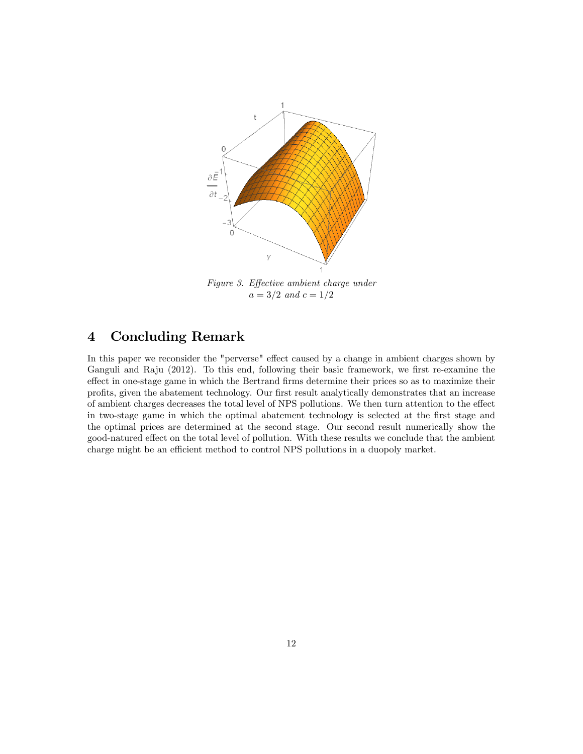*Figure 3. Effective ambient charge under $a = 3/2$ and $c = 1/2$*

## 4 Concluding Remark

In this paper we reconsider the "perverse" effect caused by a change in ambient charges shown by Ganguli and Raju (2012). To this end, following their basic framework, we first re-examine the effect in one-stage game in which the Bertrand firms determine their prices so as to maximize their profits, given the abatement technology. Our first result analytically demonstrates that an increase of ambient charges decreases the total level of NPS pollutions. We then turn attention to the effect in two-stage game in which the optimal abatement technology is selected at the first stage and the optimal prices are determined at the second stage. Our second result numerically show the good-natured effect on the total level of pollution. With these results we conclude that the ambient charge might be an efficient method to control NPS pollutions in a duopoly market.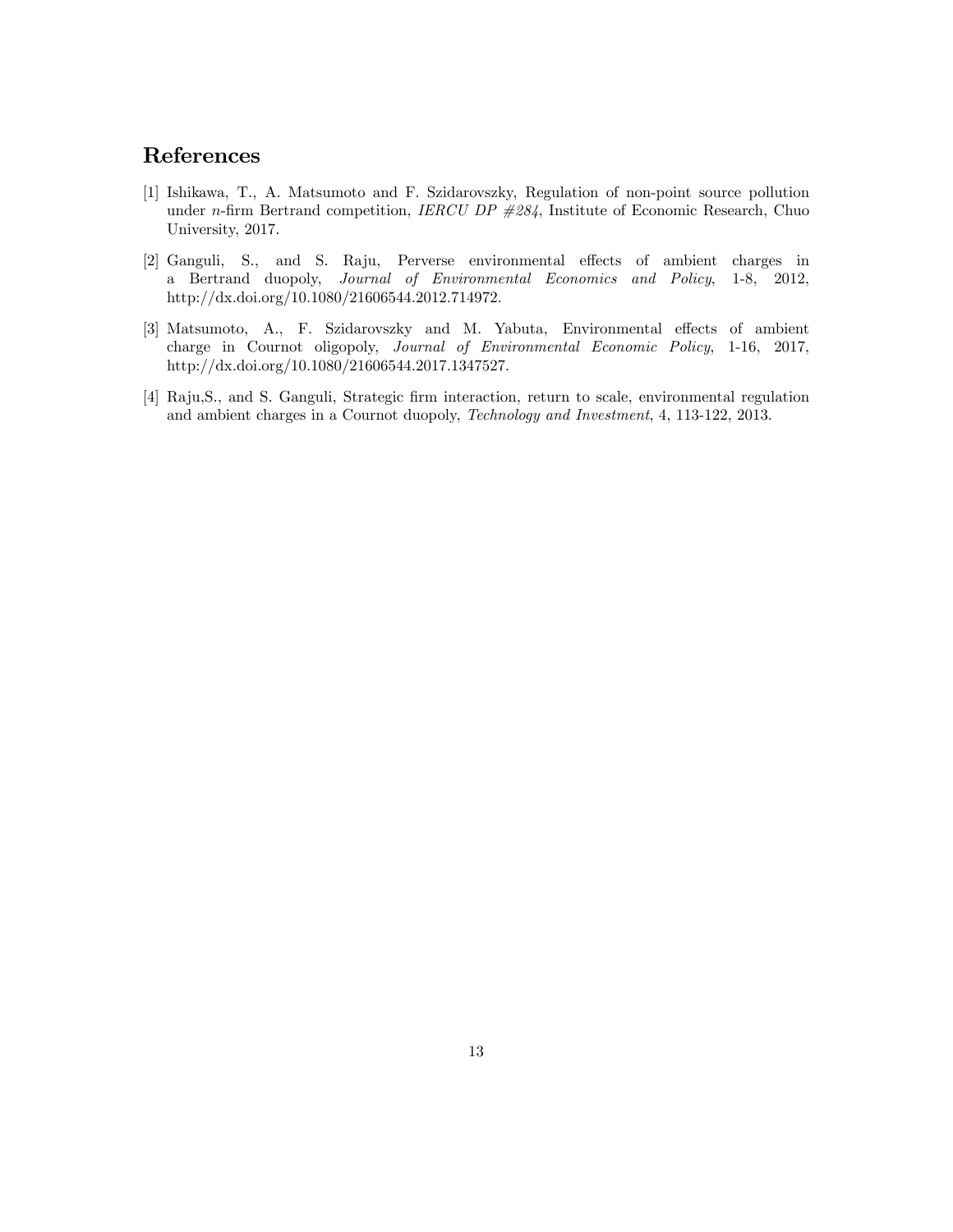## References

[1] Ishikawa, T., A. Matsumoto and F. Szidarovszky, Regulation of non-point source pollution under $n$-firm Bertrand competition, *IERCU DP #284*, Institute of Economic Research, Chuo University, 2017.

[2] Ganguli, S., and S. Raju, Perverse environmental effects of ambient charges in a Bertrand duopoly, *Journal of Environmental Economics and Policy*, 1-8, 2012, http://dx.doi.org/10.1080/21606544.2012.714972.

[3] Matsumoto, A., F. Szidarovszky and M. Yabuta, Environmental effects of ambient charge in Cournot oligopoly, *Journal of Environmental Economic Policy*, 1-16, 2017, http://dx.doi.org/10.1080/21606544.2017.1347527.

[4] Raju,S., and S. Ganguli, Strategic firm interaction, return to scale, environmental regulation and ambient charges in a Cournot duopoly, *Technology and Investment*, 4, 113-122, 2013.